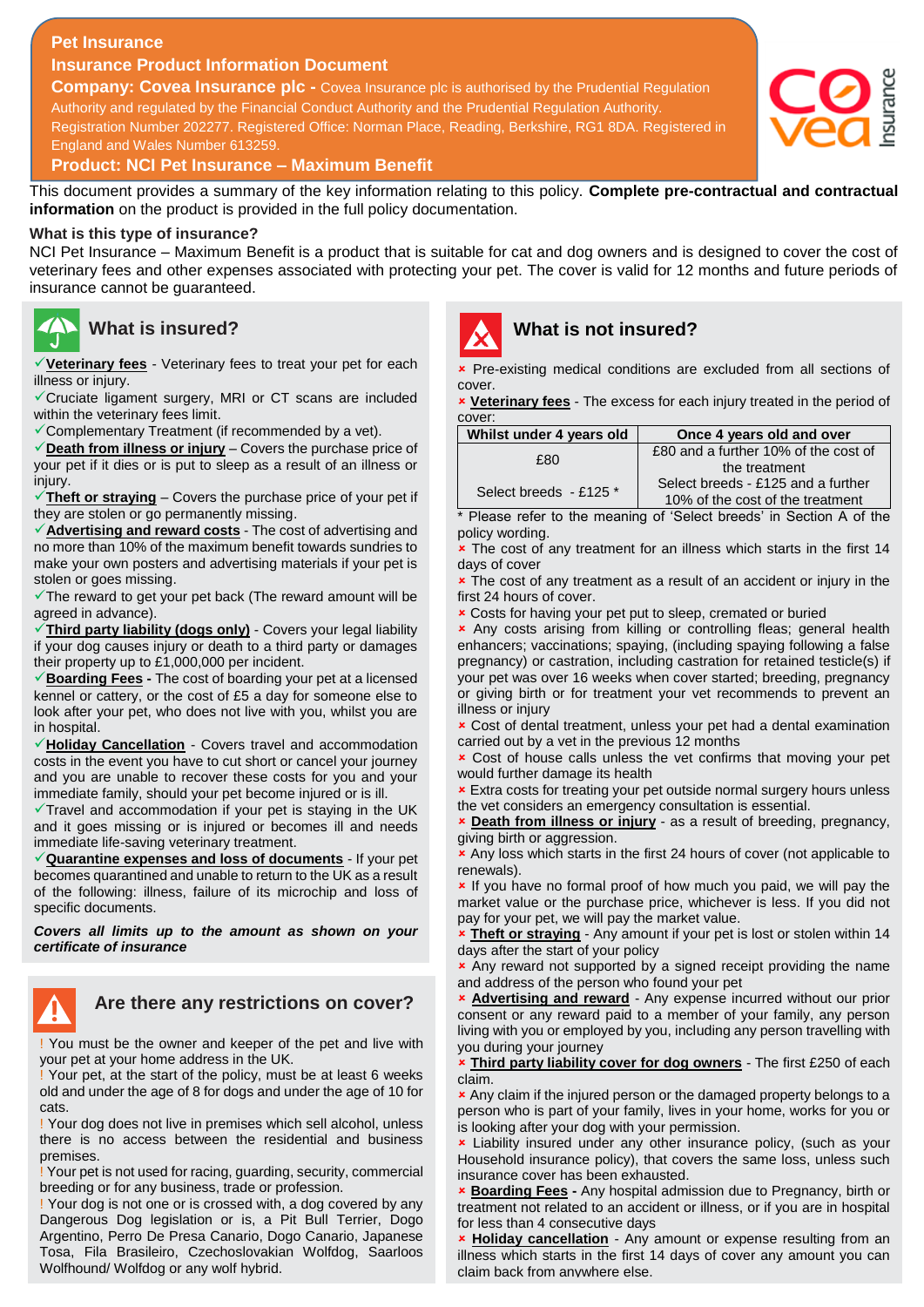# Pet Insurance

## Insurance Product Information Document

**Company: Covea Insurance plc -** Covea Insurance plc is authorised by the Prudential Regulation Authority and regulated by the Financial Conduct Authority and the Prudential Regulation Authority. Registration Number 202277. Registered Office: Norman Place, Reading, Berkshire, RG1 8DA. Registered in England and Wales Number 613259.

**Product: NCI Pet Insurance – Maximum Benefit**

This document provides a summary of the key information relating to this policy. **Complete pre-contractual and contractual information** on the product is provided in the full policy documentation.

**What is this type of insurance?**

NCI Pet Insurance – Maximum Benefit is a product that is suitable for cat and dog owners and is designed to cover the cost of veterinary fees and other expenses associated with protecting your pet. The cover is valid for 12 months and future periods of insurance cannot be guaranteed.

## What is insured?

- ✓ **Veterinary fees** - Veterinary fees to treat your pet for each illness or injury.
- ✓ Cruciate ligament surgery, MRI or CT scans are included within the veterinary fees limit.
- ✓ Complementary Treatment (if recommended by a vet).
- ✓ **Death from illness or injury** – Covers the purchase price of your pet if it dies or is put to sleep as a result of an illness or injury.
- ✓ **Theft or straying** – Covers the purchase price of your pet if they are stolen or go permanently missing.
- ✓ **Advertising and reward costs** - The cost of advertising and no more than 10% of the maximum benefit towards sundries to make your own posters and advertising materials if your pet is stolen or goes missing.
- ✓ The reward to get your pet back (The reward amount will be agreed in advance).
- ✓ **Third party liability (dogs only)** - Covers your legal liability if your dog causes injury or death to a third party or damages their property up to £1,000,000 per incident.
- ✓ **Boarding Fees -** The cost of boarding your pet at a licensed kennel or cattery, or the cost of £5 a day for someone else to look after your pet, who does not live with you, whilst you are in hospital.
- ✓ **Holiday Cancellation** - Covers travel and accommodation costs in the event you have to cut short or cancel your journey and you are unable to recover these costs for you and your immediate family, should your pet become injured or is ill.
- ✓ Travel and accommodation if your pet is staying in the UK and it goes missing or is injured or becomes ill and needs immediate life-saving veterinary treatment.
- ✓ **Quarantine expenses and loss of documents** - If your pet becomes quarantined and unable to return to the UK as a result of the following: illness, failure of its microchip and loss of specific documents.

***Covers all limits up to the amount as shown on your certificate of insurance***

## Are there any restrictions on cover?

- ! You must be the owner and keeper of the pet and live with your pet at your home address in the UK.
- ! Your pet, at the start of the policy, must be at least 6 weeks old and under the age of 8 for dogs and under the age of 10 for cats.
- ! Your dog does not live in premises which sell alcohol, unless there is no access between the residential and business premises.
- ! Your pet is not used for racing, guarding, security, commercial breeding or for any business, trade or profession.
- ! Your dog is not one or is crossed with, a dog covered by any Dangerous Dog legislation or is, a Pit Bull Terrier, Dogo Argentino, Perro De Presa Canario, Dogo Canario, Japanese Tosa, Fila Brasileiro, Czechoslovakian Wolfdog, Saarloos Wolfhound/ Wolfdog or any wolf hybrid.

## What is not insured?

- ✗ Pre-existing medical conditions are excluded from all sections of cover.
- ✗ **Veterinary fees** - The excess for each injury treated in the period of cover:

| Whilst under 4 years old | Once 4 years old and over |
|---|---|
| £80 | £80 and a further 10% of the cost of the treatment |
| Select breeds - £125 * | Select breeds - £125 and a further 10% of the cost of the treatment |

\* Please refer to the meaning of 'Select breeds' in Section A of the policy wording.

- ✗ The cost of any treatment for an illness which starts in the first 14 days of cover
- ✗ The cost of any treatment as a result of an accident or injury in the first 24 hours of cover.
- ✗ Costs for having your pet put to sleep, cremated or buried
- ✗ Any costs arising from killing or controlling fleas; general health enhancers; vaccinations; spaying, (including spaying following a false pregnancy) or castration, including castration for retained testicle(s) if your pet was over 16 weeks when cover started; breeding, pregnancy or giving birth or for treatment your vet recommends to prevent an illness or injury
- ✗ Cost of dental treatment, unless your pet had a dental examination carried out by a vet in the previous 12 months
- ✗ Cost of house calls unless the vet confirms that moving your pet would further damage its health
- ✗ Extra costs for treating your pet outside normal surgery hours unless the vet considers an emergency consultation is essential.
- ✗ **Death from illness or injury** - as a result of breeding, pregnancy, giving birth or aggression.
- ✗ Any loss which starts in the first 24 hours of cover (not applicable to renewals).
- ✗ If you have no formal proof of how much you paid, we will pay the market value or the purchase price, whichever is less. If you did not pay for your pet, we will pay the market value.
- ✗ **Theft or straying** - Any amount if your pet is lost or stolen within 14 days after the start of your policy
- ✗ Any reward not supported by a signed receipt providing the name and address of the person who found your pet
- ✗ **Advertising and reward** - Any expense incurred without our prior consent or any reward paid to a member of your family, any person living with you or employed by you, including any person travelling with you during your journey
- ✗ **Third party liability cover for dog owners** - The first £250 of each claim.
- ✗ Any claim if the injured person or the damaged property belongs to a person who is part of your family, lives in your home, works for you or is looking after your dog with your permission.
- ✗ Liability insured under any other insurance policy, (such as your Household insurance policy), that covers the same loss, unless such insurance cover has been exhausted.
- ✗ **Boarding Fees** - Any hospital admission due to Pregnancy, birth or treatment not related to an accident or illness, or if you are in hospital for less than 4 consecutive days
- ✗ **Holiday cancellation** - Any amount or expense resulting from an illness which starts in the first 14 days of cover any amount you can claim back from anywhere else.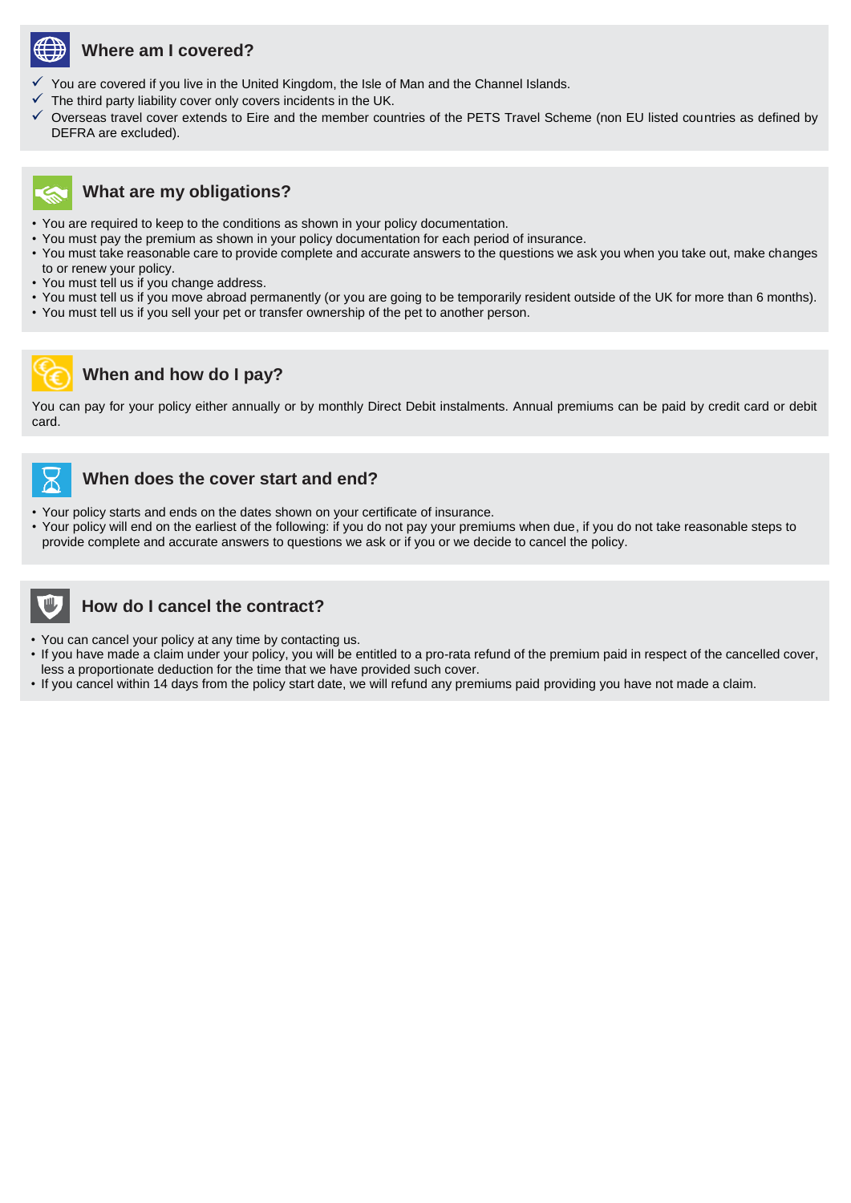## Where am I covered?

- ✓ You are covered if you live in the United Kingdom, the Isle of Man and the Channel Islands.
- ✓ The third party liability cover only covers incidents in the UK.
- ✓ Overseas travel cover extends to Eire and the member countries of the PETS Travel Scheme (non EU listed countries as defined by DEFRA are excluded).

## What are my obligations?

- You are required to keep to the conditions as shown in your policy documentation.
- You must pay the premium as shown in your policy documentation for each period of insurance.
- You must take reasonable care to provide complete and accurate answers to the questions we ask you when you take out, make changes to or renew your policy.
- You must tell us if you change address.
- You must tell us if you move abroad permanently (or you are going to be temporarily resident outside of the UK for more than 6 months).
- You must tell us if you sell your pet or transfer ownership of the pet to another person.

## When and how do I pay?

You can pay for your policy either annually or by monthly Direct Debit instalments. Annual premiums can be paid by credit card or debit card.

## When does the cover start and end?

- Your policy starts and ends on the dates shown on your certificate of insurance.
- Your policy will end on the earliest of the following: if you do not pay your premiums when due, if you do not take reasonable steps to provide complete and accurate answers to questions we ask or if you or we decide to cancel the policy.

## How do I cancel the contract?

- You can cancel your policy at any time by contacting us.
- If you have made a claim under your policy, you will be entitled to a pro-rata refund of the premium paid in respect of the cancelled cover, less a proportionate deduction for the time that we have provided such cover.
- If you cancel within 14 days from the policy start date, we will refund any premiums paid providing you have not made a claim.